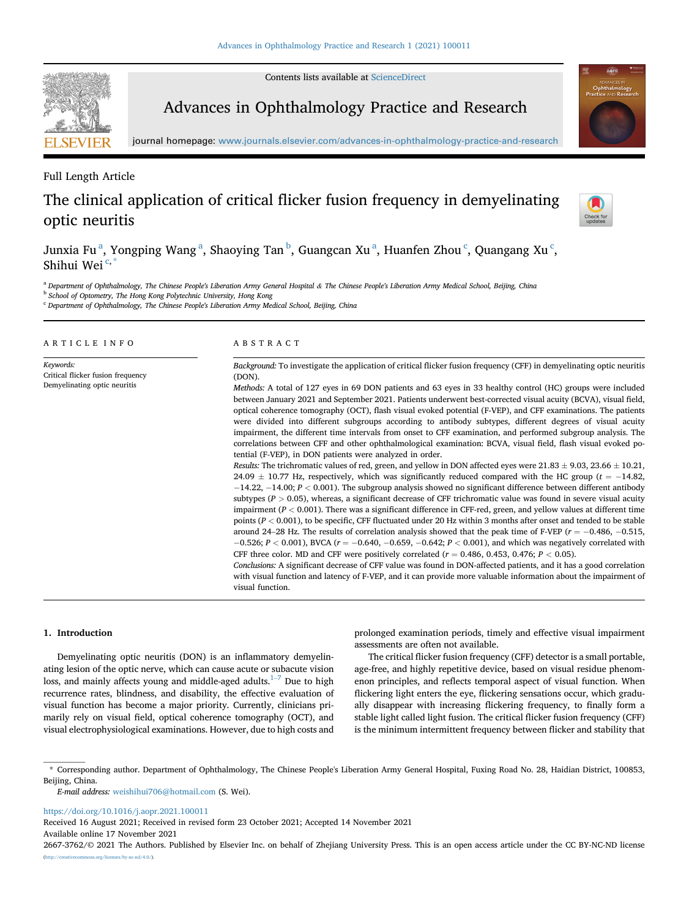Full Length Article

# The clinical application of critical flicker fusion frequency in demyelinating optic neuritis

Junxia Fu[a], Yongping Wang[a], Shaoying Tan[b], Guangcan Xu[a], Huanfen Zhou[c], Quangang Xu[c], Shihui Wei[c,*]

[a] Department of Ophthalmology, The Chinese People's Liberation Army General Hospital & The Chinese People's Liberation Army Medical School, Beijing, China

[b] School of Optometry, The Hong Kong Polytechnic University, Hong Kong

[c] Department of Ophthalmology, The Chinese People's Liberation Army Medical School, Beijing, China

## ARTICLE INFO

*Keywords:*
Critical flicker fusion frequency
Demyelinating optic neuritis

## ABSTRACT

*Background:* To investigate the application of critical flicker fusion frequency (CFF) in demyelinating optic neuritis (DON).

*Methods:* A total of 127 eyes in 69 DON patients and 63 eyes in 33 healthy control (HC) groups were included between January 2021 and September 2021. Patients underwent best-corrected visual acuity (BCVA), visual field, optical coherence tomography (OCT), flash visual evoked potential (F-VEP), and CFF examinations. The patients were divided into different subgroups according to antibody subtypes, different degrees of visual acuity impairment, the different time intervals from onset to CFF examination, and performed subgroup analysis. The correlations between CFF and other ophthalmological examination: BCVA, visual field, flash visual evoked potential (F-VEP), in DON patients were analyzed in order.

*Results:* The trichromatic values of red, green, and yellow in DON affected eyes were $21.83 \pm 9.03$, $23.66 \pm 10.21$, $24.09 \pm 10.77$ Hz, respectively, which was significantly reduced compared with the HC group ($t = -14.82$, $-14.22$, $-14.00$; $P < 0.001$). The subgroup analysis showed no significant difference between different antibody subtypes ($P > 0.05$), whereas, a significant decrease of CFF trichromatic value was found in severe visual acuity impairment ($P < 0.001$). There was a significant difference in CFF-red, green, and yellow values at different time points ($P < 0.001$), to be specific, CFF fluctuated under 20 Hz within 3 months after onset and tended to be stable around 24–28 Hz. The results of correlation analysis showed that the peak time of F-VEP ($r = -0.486$, $-0.515$, $-0.526$; $P < 0.001$), BCVA ($r = -0.640$, $-0.659$, $-0.642$; $P < 0.001$), and which was negatively correlated with CFF three color. MD and CFF were positively correlated ($r = 0.486$, $0.453$, $0.476$; $P < 0.05$).

*Conclusions:* A significant decrease of CFF value was found in DON-affected patients, and it has a good correlation with visual function and latency of F-VEP, and it can provide more valuable information about the impairment of visual function.

## 1. Introduction

Demyelinating optic neuritis (DON) is an inflammatory demyelinating lesion of the optic nerve, which can cause acute or subacute vision loss, and mainly affects young and middle-aged adults.[1–7] Due to high recurrence rates, blindness, and disability, the effective evaluation of visual function has become a major priority. Currently, clinicians primarily rely on visual field, optical coherence tomography (OCT), and visual electrophysiological examinations. However, due to high costs and prolonged examination periods, timely and effective visual impairment assessments are often not available.

The critical flicker fusion frequency (CFF) detector is a small portable, age-free, and highly repetitive device, based on visual residue phenomenon principles, and reflects temporal aspect of visual function. When flickering light enters the eye, flickering sensations occur, which gradually disappear with increasing flickering frequency, to finally form a stable light called light fusion. The critical flicker fusion frequency (CFF) is the minimum intermittent frequency between flicker and stability that

---

* Corresponding author. Department of Ophthalmology, The Chinese People's Liberation Army General Hospital, Fuxing Road No. 28, Haidian District, 100853, Beijing, China.

*E-mail address:* weishihui706@hotmail.com (S. Wei).

https://doi.org/10.1016/j.aopr.2021.100011

Received 16 August 2021; Received in revised form 23 October 2021; Accepted 14 November 2021

Available online 17 November 2021

2667-3762/© 2021 The Authors. Published by Elsevier Inc. on behalf of Zhejiang University Press. This is an open access article under the CC BY-NC-ND license (http://creativecommons.org/licenses/by-nc-nd/4.0/).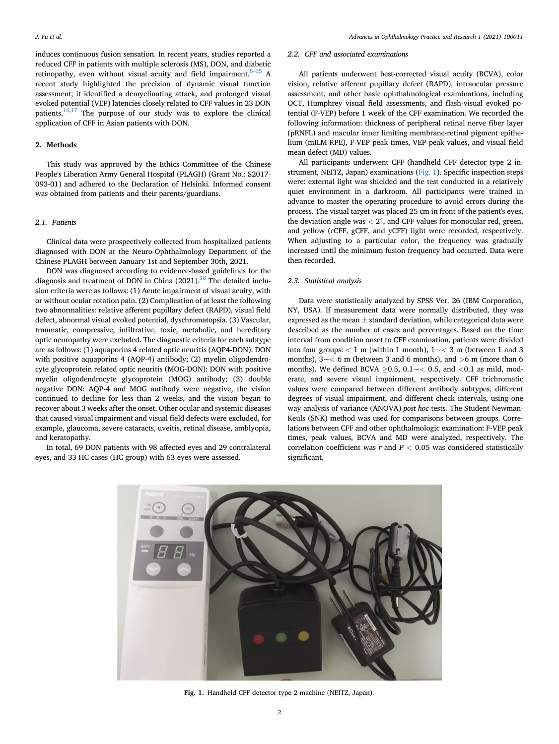induces continuous fusion sensation. In recent years, studies reported a reduced CFF in patients with multiple sclerosis (MS), DON, and diabetic retinopathy, even without visual acuity and field impairment.[8–15] A recent study highlighted the precision of dynamic visual function assessment; it identified a demyelinating attack, and prolonged visual evoked potential (VEP) latencies closely related to CFF values in 23 DON patients.[16,17] The purpose of our study was to explore the clinical application of CFF in Asian patients with DON.

## 2. Methods

This study was approved by the Ethics Committee of the Chinese People's Liberation Army General Hospital (PLAGH) (Grant No.: S2017-093-01) and adhered to the Declaration of Helsinki. Informed consent was obtained from patients and their parents/guardians.

### 2.1. Patients

Clinical data were prospectively collected from hospitalized patients diagnosed with DON at the Neuro-Ophthalmology Department of the Chinese PLAGH between January 1st and September 30th, 2021.

DON was diagnosed according to evidence-based guidelines for the diagnosis and treatment of DON in China (2021).[18] The detailed inclusion criteria were as follows: (1) Acute impairment of visual acuity, with or without ocular rotation pain. (2) Complication of at least the following two abnormalities: relative afferent pupillary defect (RAPD), visual field defect, abnormal visual evoked potential, dyschromatopsia. (3) Vascular, traumatic, compressive, infiltrative, toxic, metabolic, and hereditary optic neuropathy were excluded. The diagnostic criteria for each subtype are as follows: (1) aquaporins 4 related optic neuritis (AQP4-DON): DON with positive aquaporins 4 (AQP-4) antibody; (2) myelin oligodendrocyte glycoprotein related optic neuritis (MOG-DON): DON with positive myelin oligodendrocyte glycoprotein (MOG) antibody; (3) double negative DON: AQP-4 and MOG antibody were negative, the vision continued to decline for less than 2 weeks, and the vision began to recover about 3 weeks after the onset. Other ocular and systemic diseases that caused visual impairment and visual field defects were excluded, for example, glaucoma, severe cataracts, uveitis, retinal disease, amblyopia, and keratopathy.

In total, 69 DON patients with 98 affected eyes and 29 contralateral eyes, and 33 HC cases (HC group) with 63 eyes were assessed.

### 2.2. CFF and associated examinations

All patients underwent best-corrected visual acuity (BCVA), color vision, relative afferent pupillary defect (RAPD), intraocular pressure assessment, and other basic ophthalmological examinations, including OCT, Humphrey visual field assessments, and flash-visual evoked potential (F-VEP) before 1 week of the CFF examination. We recorded the following information: thickness of peripheral retinal nerve fiber layer (pRNFL) and macular inner limiting membrane-retinal pigment epithelium (mILM-RPE), F-VEP peak times, VEP peak values, and visual field mean defect (MD) values.

All participants underwent CFF (handheld CFF detector type 2 instrument, NEITZ, Japan) examinations (Fig. 1). Specific inspection steps were: external light was shielded and the test conducted in a relatively quiet environment in a darkroom. All participants were trained in advance to master the operating procedure to avoid errors during the process. The visual target was placed 25 cm in front of the patient's eyes, the deviation angle was $< 2°$, and CFF values for monocular red, green, and yellow (rCFF, gCFF, and yCFF) light were recorded, respectively. When adjusting to a particular color, the frequency was gradually increased until the minimum fusion frequency had occurred. Data were then recorded.

### 2.3. Statistical analysis

Data were statistically analyzed by SPSS Ver. 26 (IBM Corporation, NY, USA). If measurement data were normally distributed, they was expressed as the mean ± standard deviation, while categorical data were described as the number of cases and percentages. Based on the time interval from condition onset to CFF examination, patients were divided into four groups: < 1 m (within 1 month), 1∼< 3 m (between 1 and 3 months), 3∼< 6 m (between 3 and 6 months), and >6 m (more than 6 months). We defined BCVA ≥0.5, 0.1∼< 0.5, and <0.1 as mild, moderate, and severe visual impairment, respectively. CFF trichromatic values were compared between different antibody subtypes, different degrees of visual impairment, and different check intervals, using one way analysis of variance (ANOVA) *post hoc* tests. The Student-Newman-Keuls (SNK) method was used for comparisons between groups. Correlations between CFF and other ophthalmologic examination: F-VEP peak times, peak values, BCVA and MD were analyzed, respectively. The correlation coefficient was $r$ and $P < 0.05$ was considered statistically significant.

**Fig. 1.** Handheld CFF detector type 2 machine (NEITZ, Japan).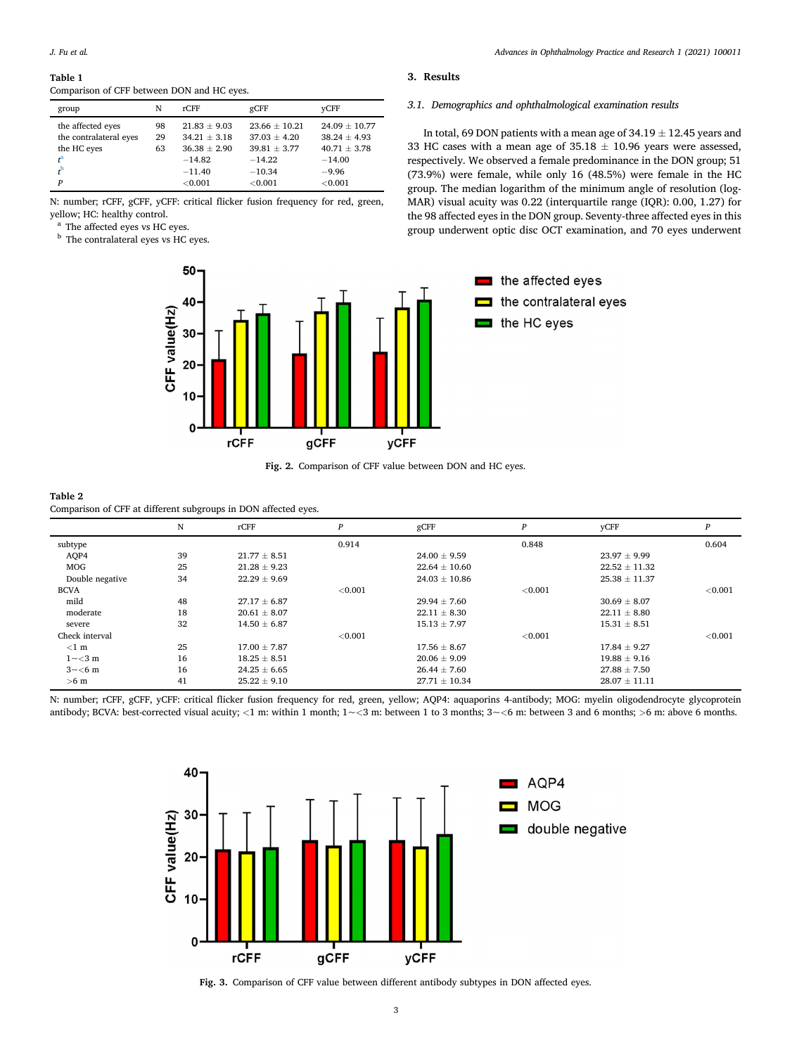**Table 1**
Comparison of CFF between DON and HC eyes.

| group | N | rCFF | gCFF | yCFF |
|---|---|---|---|---|
| the affected eyes | 98 | 21.83 ± 9.03 | 23.66 ± 10.21 | 24.09 ± 10.77 |
| the contralateral eyes | 29 | 34.21 ± 3.18 | 37.03 ± 4.20 | 38.24 ± 4.93 |
| the HC eyes | 63 | 36.38 ± 2.90 | 39.81 ± 3.77 | 40.71 ± 3.78 |
| $t^a$ | | −14.82 | −14.22 | −14.00 |
| $t^b$ | | −11.40 | −10.34 | −9.96 |
| P | | <0.001 | <0.001 | <0.001 |

N: number; rCFF, gCFF, yCFF: critical flicker fusion frequency for red, green, yellow; HC: healthy control.
[a] The affected eyes vs HC eyes.
[b] The contralateral eyes vs HC eyes.

## 3. Results

### 3.1. Demographics and ophthalmological examination results

In total, 69 DON patients with a mean age of 34.19 ± 12.45 years and 33 HC cases with a mean age of 35.18 ± 10.96 years were assessed, respectively. We observed a female predominance in the DON group; 51 (73.9%) were female, while only 16 (48.5%) were female in the HC group. The median logarithm of the minimum angle of resolution (logMAR) visual acuity was 0.22 (interquartile range (IQR): 0.00, 1.27) for the 98 affected eyes in the DON group. Seventy-three affected eyes in this group underwent optic disc OCT examination, and 70 eyes underwent

50
40
30
20
10
0
CFF value(Hz)
rCFF
gCFF
yCFF
the affected eyes
the contralateral eyes
the HC eyes

**Fig. 2.** Comparison of CFF value between DON and HC eyes.

**Table 2**
Comparison of CFF at different subgroups in DON affected eyes.

| | N | rCFF | P | gCFF | P | yCFF | P |
|---|---|---|---|---|---|---|---|
| subtype | | | 0.914 | | 0.848 | | 0.604 |
| AQP4 | 39 | 21.77 ± 8.51 | | 24.00 ± 9.59 | | 23.97 ± 9.99 | |
| MOG | 25 | 21.28 ± 9.23 | | 22.64 ± 10.60 | | 22.52 ± 11.32 | |
| Double negative | 34 | 22.29 ± 9.69 | | 24.03 ± 10.86 | | 25.38 ± 11.37 | |
| BCVA | | | <0.001 | | <0.001 | | <0.001 |
| mild | 48 | 27.17 ± 6.87 | | 29.94 ± 7.60 | | 30.69 ± 8.07 | |
| moderate | 18 | 20.61 ± 8.07 | | 22.11 ± 8.30 | | 22.11 ± 8.80 | |
| severe | 32 | 14.50 ± 6.87 | | 15.13 ± 7.97 | | 15.31 ± 8.51 | |
| Check interval | | | <0.001 | | <0.001 | | <0.001 |
| <1 m | 25 | 17.00 ± 7.87 | | 17.56 ± 8.67 | | 17.84 ± 9.27 | |
| 1∼<3 m | 16 | 18.25 ± 8.51 | | 20.06 ± 9.09 | | 19.88 ± 9.16 | |
| 3∼<6 m | 16 | 24.25 ± 6.65 | | 26.44 ± 7.60 | | 27.88 ± 7.50 | |
| >6 m | 41 | 25.22 ± 9.10 | | 27.71 ± 10.34 | | 28.07 ± 11.11 | |

N: number; rCFF, gCFF, yCFF: critical flicker fusion frequency for red, green, yellow; AQP4: aquaporins 4-antibody; MOG: myelin oligodendrocyte glycoprotein antibody; BCVA: best-corrected visual acuity; <1 m: within 1 month; 1∼<3 m: between 1 to 3 months; 3∼<6 m: between 3 and 6 months; >6 m: above 6 months.

40
30
20
10
0
CFF value(Hz)
rCFF
gCFF
yCFF
AQP4
MOG
double negative

**Fig. 3.** Comparison of CFF value between different antibody subtypes in DON affected eyes.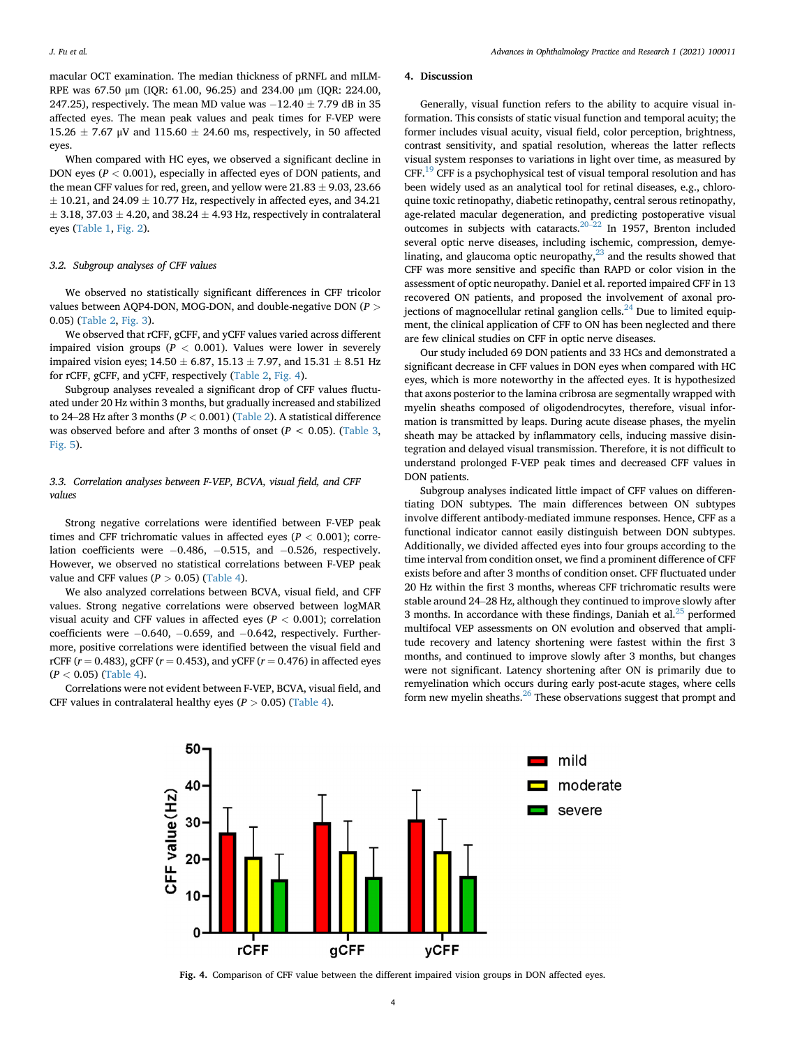macular OCT examination. The median thickness of pRNFL and mILM-RPE was 67.50 μm (IQR: 61.00, 96.25) and 234.00 μm (IQR: 224.00, 247.25), respectively. The mean MD value was −12.40 ± 7.79 dB in 35 affected eyes. The mean peak values and peak times for F-VEP were 15.26 ± 7.67 μV and 115.60 ± 24.60 ms, respectively, in 50 affected eyes.

When compared with HC eyes, we observed a significant decline in DON eyes ($P < 0.001$), especially in affected eyes of DON patients, and the mean CFF values for red, green, and yellow were 21.83 ± 9.03, 23.66 ± 10.21, and 24.09 ± 10.77 Hz, respectively in affected eyes, and 34.21 ± 3.18, 37.03 ± 4.20, and 38.24 ± 4.93 Hz, respectively in contralateral eyes (Table 1, Fig. 2).

### 3.2. Subgroup analyses of CFF values

We observed no statistically significant differences in CFF tricolor values between AQP4-DON, MOG-DON, and double-negative DON ($P > 0.05$) (Table 2, Fig. 3).

We observed that rCFF, gCFF, and yCFF values varied across different impaired vision groups ($P < 0.001$). Values were lower in severely impaired vision eyes; 14.50 ± 6.87, 15.13 ± 7.97, and 15.31 ± 8.51 Hz for rCFF, gCFF, and yCFF, respectively (Table 2, Fig. 4).

Subgroup analyses revealed a significant drop of CFF values fluctuated under 20 Hz within 3 months, but gradually increased and stabilized to 24–28 Hz after 3 months ($P < 0.001$) (Table 2). A statistical difference was observed before and after 3 months of onset ($P < 0.05$). (Table 3, Fig. 5).

### 3.3. Correlation analyses between F-VEP, BCVA, visual field, and CFF values

Strong negative correlations were identified between F-VEP peak times and CFF trichromatic values in affected eyes ($P < 0.001$); correlation coefficients were −0.486, −0.515, and −0.526, respectively. However, we observed no statistical correlations between F-VEP peak value and CFF values ($P > 0.05$) (Table 4).

We also analyzed correlations between BCVA, visual field, and CFF values. Strong negative correlations were observed between logMAR visual acuity and CFF values in affected eyes ($P < 0.001$); correlation coefficients were −0.640, −0.659, and −0.642, respectively. Furthermore, positive correlations were identified between the visual field and rCFF ($r = 0.483$), gCFF ($r = 0.453$), and yCFF ($r = 0.476$) in affected eyes ($P < 0.05$) (Table 4).

Correlations were not evident between F-VEP, BCVA, visual field, and CFF values in contralateral healthy eyes ($P > 0.05$) (Table 4).

## 4. Discussion

Generally, visual function refers to the ability to acquire visual information. This consists of static visual function and temporal acuity; the former includes visual acuity, visual field, color perception, brightness, contrast sensitivity, and spatial resolution, whereas the latter reflects visual system responses to variations in light over time, as measured by CFF.[19] CFF is a psychophysical test of visual temporal resolution and has been widely used as an analytical tool for retinal diseases, e.g., chloroquine toxic retinopathy, diabetic retinopathy, central serous retinopathy, age-related macular degeneration, and predicting postoperative visual outcomes in subjects with cataracts.[20–22] In 1957, Brenton included several optic nerve diseases, including ischemic, compression, demyelinating, and glaucoma optic neuropathy,[23] and the results showed that CFF was more sensitive and specific than RAPD or color vision in the assessment of optic neuropathy. Daniel et al. reported impaired CFF in 13 recovered ON patients, and proposed the involvement of axonal projections of magnocellular retinal ganglion cells.[24] Due to limited equipment, the clinical application of CFF to ON has been neglected and there are few clinical studies on CFF in optic nerve diseases.

Our study included 69 DON patients and 33 HCs and demonstrated a significant decrease in CFF values in DON eyes when compared with HC eyes, which is more noteworthy in the affected eyes. It is hypothesized that axons posterior to the lamina cribrosa are segmentally wrapped with myelin sheaths composed of oligodendrocytes, therefore, visual information is transmitted by leaps. During acute disease phases, the myelin sheath may be attacked by inflammatory cells, inducing massive disintegration and delayed visual transmission. Therefore, it is not difficult to understand prolonged F-VEP peak times and decreased CFF values in DON patients.

Subgroup analyses indicated little impact of CFF values on differentiating DON subtypes. The main differences between ON subtypes involve different antibody-mediated immune responses. Hence, CFF as a functional indicator cannot easily distinguish between DON subtypes. Additionally, we divided affected eyes into four groups according to the time interval from condition onset, we find a prominent difference of CFF exists before and after 3 months of condition onset. CFF fluctuated under 20 Hz within the first 3 months, whereas CFF trichromatic results were stable around 24–28 Hz, although they continued to improve slowly after 3 months. In accordance with these findings, Daniah et al.[25] performed multifocal VEP assessments on ON evolution and observed that amplitude recovery and latency shortening were fastest within the first 3 months, and continued to improve slowly after 3 months, but changes were not significant. Latency shortening after ON is primarily due to remyelination which occurs during early post-acute stages, where cells form new myelin sheaths.[26] These observations suggest that prompt and

CFF value (Hz)
0
10
20
30
40
50
rCFF
gCFF
yCFF
mild
moderate
severe

**Fig. 4.** Comparison of CFF value between the different impaired vision groups in DON affected eyes.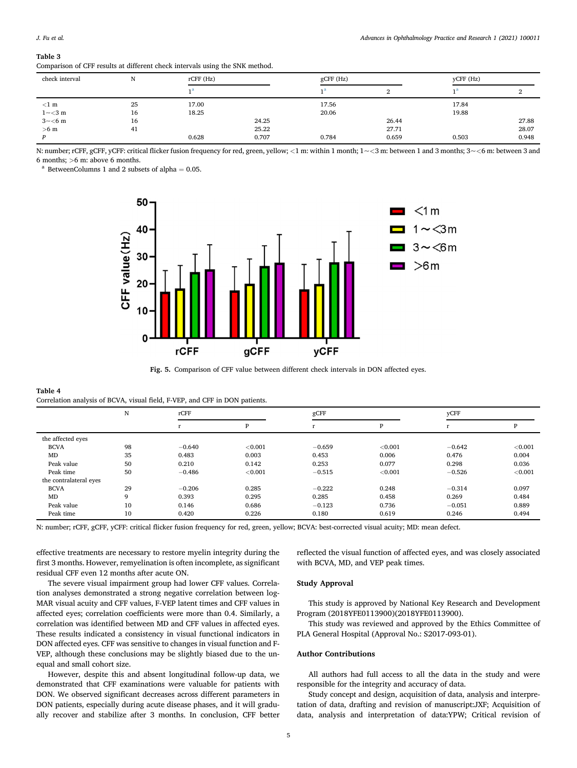**Table 3**
Comparison of CFF results at different check intervals using the SNK method.

| check interval | N | rCFF (Hz) | | gCFF (Hz) | | yCFF (Hz) | |
|---|---|---|---|---|---|---|---|
| | | 1[a] | | 1[a] | 2 | 1[a] | 2 |
| <1 m | 25 | 17.00 | | 17.56 | | 17.84 | |
| 1∼<3 m | 16 | 18.25 | | 20.06 | | 19.88 | |
| 3∼<6 m | 16 | | 24.25 | | 26.44 | | 27.88 |
| >6 m | 41 | | 25.22 | | 27.71 | | 28.07 |
| *P* | | 0.628 | 0.707 | 0.784 | 0.659 | 0.503 | 0.948 |

N: number; rCFF, gCFF, yCFF: critical flicker fusion frequency for red, green, yellow; <1 m: within 1 month; 1∼<3 m: between 1 and 3 months; 3∼<6 m: between 3 and 6 months; >6 m: above 6 months.

[a] BetweenColumns 1 and 2 subsets of alpha = 0.05.

CFF value (Hz)
50
40
30
20
10
0
rCFF
gCFF
yCFF
<1 m
1∼<3m
3∼<6m
>6m

**Fig. 5.** Comparison of CFF value between different check intervals in DON affected eyes.

**Table 4**
Correlation analysis of BCVA, visual field, F-VEP, and CFF in DON patients.

| | N | rCFF | | gCFF | | yCFF | |
|---|---|---|---|---|---|---|---|
| | | r | P | r | P | r | P |
| the affected eyes | | | | | | | |
| BCVA | 98 | −0.640 | <0.001 | −0.659 | <0.001 | −0.642 | <0.001 |
| MD | 35 | 0.483 | 0.003 | 0.453 | 0.006 | 0.476 | 0.004 |
| Peak value | 50 | 0.210 | 0.142 | 0.253 | 0.077 | 0.298 | 0.036 |
| Peak time | 50 | −0.486 | <0.001 | −0.515 | <0.001 | −0.526 | <0.001 |
| the contralateral eyes | | | | | | | |
| BCVA | 29 | −0.206 | 0.285 | −0.222 | 0.248 | −0.314 | 0.097 |
| MD | 9 | 0.393 | 0.295 | 0.285 | 0.458 | 0.269 | 0.484 |
| Peak value | 10 | 0.146 | 0.686 | −0.123 | 0.736 | −0.051 | 0.889 |
| Peak time | 10 | 0.420 | 0.226 | 0.180 | 0.619 | 0.246 | 0.494 |

N: number; rCFF, gCFF, yCFF: critical flicker fusion frequency for red, green, yellow; BCVA: best-corrected visual acuity; MD: mean defect.

effective treatments are necessary to restore myelin integrity during the first 3 months. However, remyelination is often incomplete, as significant residual CFF even 12 months after acute ON.

The severe visual impairment group had lower CFF values. Correlation analyses demonstrated a strong negative correlation between logMAR visual acuity and CFF values, F-VEP latent times and CFF values in affected eyes; correlation coefficients were more than 0.4. Similarly, a correlation was identified between MD and CFF values in affected eyes. These results indicated a consistency in visual functional indicators in DON affected eyes. CFF was sensitive to changes in visual function and F-VEP, although these conclusions may be slightly biased due to the unequal and small cohort size.

However, despite this and absent longitudinal follow-up data, we demonstrated that CFF examinations were valuable for patients with DON. We observed significant decreases across different parameters in DON patients, especially during acute disease phases, and it will gradually recover and stabilize after 3 months. In conclusion, CFF better reflected the visual function of affected eyes, and was closely associated with BCVA, MD, and VEP peak times.

### Study Approval

This study is approved by National Key Research and Development Program (2018YFE0113900)(2018YFE0113900).

This study was reviewed and approved by the Ethics Committee of PLA General Hospital (Approval No.: S2017-093-01).

### Author Contributions

All authors had full access to all the data in the study and were responsible for the integrity and accuracy of data.

Study concept and design, acquisition of data, analysis and interpretation of data, drafting and revision of manuscript:JXF; Acquisition of data, analysis and interpretation of data:YPW; Critical revision of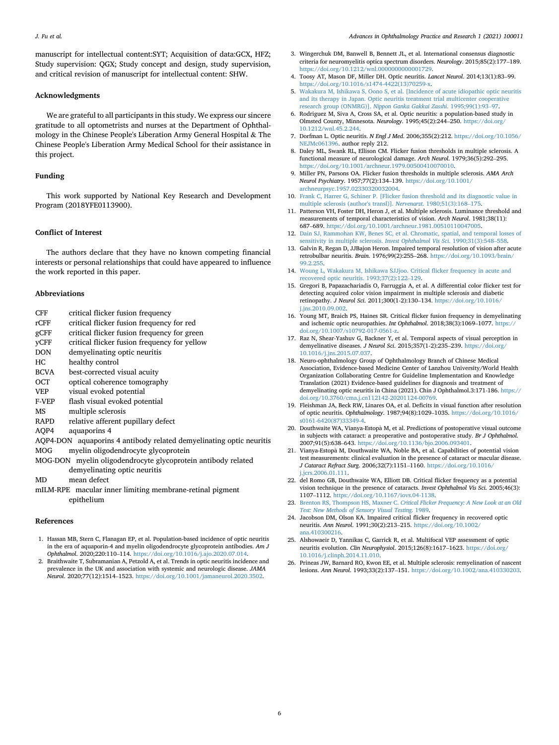manuscript for intellectual content:SYT; Acquisition of data:GCX, HFZ; Study supervision: QGX; Study concept and design, study supervision, and critical revision of manuscript for intellectual content: SHW.

## Acknowledgments

We are grateful to all participants in this study. We express our sincere gratitude to all optometrists and nurses at the Department of Ophthalmology in the Chinese People's Liberation Army General Hospital & The Chinese People's Liberation Army Medical School for their assistance in this project.

## Funding

This work supported by National Key Research and Development Program (2018YFE0113900).

## Conflict of Interest

The authors declare that they have no known competing financial interests or personal relationships that could have appeared to influence the work reported in this paper.

## Abbreviations

| | |
|---|---|
| CFF | critical flicker fusion frequency |
| rCFF | critical flicker fusion frequency for red |
| gCFF | critical flicker fusion frequency for green |
| yCFF | critical flicker fusion frequency for yellow |
| DON | demyelinating optic neuritis |
| HC | healthy control |
| BCVA | best-corrected visual acuity |
| OCT | optical coherence tomography |
| VEP | visual evoked potential |
| F-VEP | flash visual evoked potential |
| MS | multiple sclerosis |
| RAPD | relative afferent pupillary defect |
| AQP4 | aquaporins 4 |
| AQP4-DON | aquaporins 4 antibody related demyelinating optic neuritis |
| MOG | myelin oligodendrocyte glycoprotein |
| MOG-DON | myelin oligodendrocyte glycoprotein antibody related demyelinating optic neuritis |
| MD | mean defect |
| mILM-RPE | macular inner limiting membrane-retinal pigment epithelium |

## References

1. Hassan MB, Stern C, Flanagan EP, et al. Population-based incidence of optic neuritis in the era of aquaporin-4 and myelin oligodendrocyte glycoprotein antibodies. *Am J Ophthalmol*. 2020;220:110–114. https://doi.org/10.1016/j.ajo.2020.07.014.
2. Braithwaite T, Subramanian A, Petzold A, et al. Trends in optic neuritis incidence and prevalence in the UK and association with systemic and neurologic disease. *JAMA Neurol*. 2020;77(12):1514–1523. https://doi.org/10.1001/jamaneurol.2020.3502.
3. Wingerchuk DM, Banwell B, Bennett JL, et al. International consensus diagnostic criteria for neuromyelitis optica spectrum disorders. *Neurology*. 2015;85(2):177–189. https://doi.org/10.1212/wnl.0000000000001729.
4. Toosy AT, Mason DF, Miller DH. Optic neuritis. *Lancet Neurol*. 2014;13(1):83–99. https://doi.org/10.1016/s1474-4422(13)70259-x.
5. Wakakura M, Ishikawa S, Oono S, et al. [Incidence of acute idiopathic optic neuritis and its therapy in Japan. Optic neuritis treatment trial multicenter cooperative research group (ONMRG)]. *Nippon Ganka Gakkai Zasshi*. 1995;99(1):93–97.
6. Rodriguez M, Siva A, Cross SA, et al. Optic neuritis: a population-based study in Olmsted County, Minnesota. *Neurology*. 1995;45(2):244–250. https://doi.org/10.1212/wnl.45.2.244.
7. Dorfman L. Optic neuritis. *N Engl J Med*. 2006;355(2):212. https://doi.org/10.1056/NEJMc061396. author reply 212.
8. Daley ML, Swank RL, Ellison CM. Flicker fusion thresholds in multiple sclerosis. A functional measure of neurological damage. *Arch Neurol*. 1979;36(5):292–295. https://doi.org/10.1001/archneur.1979.00500410070010.
9. Miller PN, Parsons OA. Flicker fusion thresholds in multiple sclerosis. *AMA Arch Neurol Psychiatry*. 1957;77(2):134–139. https://doi.org/10.1001/archneurpsyc.1957.02330320032004.
10. Frank C, Harrer G, Schiner P. [Flicker fusion threshold and its diagnostic value in multiple sclerosis (author's transl)]. *Nervenarzt*. 1980;51(3):168–175.
11. Patterson VH, Foster DH, Heron J, et al. Multiple sclerosis. Luminance threshold and measurements of temporal characteristics of vision. *Arch Neurol*. 1981;38(11): 687–689. https://doi.org/10.1001/archneur.1981.00510110047005.
12. Dain SJ, Rammohan KW, Benes SC, et al. Chromatic, spatial, and temporal losses of sensitivity in multiple sclerosis. *Invest Ophthalmol Vis Sci*. 1990;31(3):548–558.
13. Galvin R, Regan D, JJBajon Heron. Impaired temporal resolution of vision after acute retrobulbar neuritis. *Brain*. 1976;99(2):255–268. https://doi.org/10.1093/brain/99.2.255.
14. Woung L, Wakakura M, Ishikawa SJJjoo. Critical flicker frequency in acute and recovered optic neuritis. 1993;37(2):122–129.
15. Gregori B, Papazachariadis O, Farruggia A, et al. A differential color flicker test for detecting acquired color vision impairment in multiple sclerosis and diabetic retinopathy. *J Neurol Sci*. 2011;300(1-2):130–134. https://doi.org/10.1016/j.jns.2010.09.002.
16. Young MT, Braich PS, Haines SR. Critical flicker fusion frequency in demyelinating and ischemic optic neuropathies. *Int Ophthalmol*. 2018;38(3):1069–1077. https://doi.org/10.1007/s10792-017-0561-z.
17. Raz N, Shear-Yashuv G, Backner Y, et al. Temporal aspects of visual perception in demyelinative diseases. *J Neurol Sci*. 2015;357(1-2):235–239. https://doi.org/10.1016/j.jns.2015.07.037.
18. Neuro-ophthalmology Group of Ophthalmology Branch of Chinese Medical Association, Evidence-based Medicine Center of Lanzhou University/World Health Organization Collaborating Centre for Guideline Implementation and Knowledge Translation (2021) Evidence-based guidelines for diagnosis and treatment of demyelinating optic neuritis in China (2021). Chin J Ophthalmol.3:171-186. https://doi.org/10.3760/cma.j.cn112142-20201124-00769.
19. Fleishman JA, Beck RW, Linares OA, et al. Deficits in visual function after resolution of optic neuritis. *Ophthalmology*. 1987;94(8):1029–1035. https://doi.org/10.1016/s0161-6420(87)33349-4.
20. Douthwaite WA, Vianya-Estopà M, et al. Predictions of postoperative visual outcome in subjects with cataract: a preoperative and postoperative study. *Br J Ophthalmol*. 2007;91(5):638–643. https://doi.org/10.1136/bjo.2006.093401.
21. Vianya-Estopà M, Douthwaite WA, Noble BA, et al. Capabilities of potential vision test measurements: clinical evaluation in the presence of cataract or macular disease. *J Cataract Refract Surg*. 2006;32(7):1151–1160. https://doi.org/10.1016/j.jcrs.2006.01.111.
22. del Romo GB, Douthwaite WA, Elliott DB. Critical flicker frequency as a potential vision technique in the presence of cataracts. *Invest Ophthalmol Vis Sci*. 2005;46(3): 1107–1112. https://doi.org/10.1167/iovs.04-1138.
23. Brenton RS, Thompson HS, Maxner C. *Critical Flicker Frequency: A New Look at an Old Test: New Methods of Sensory Visual Testing*. 1989.
24. Jacobson DM, Olson KA. Impaired critical flicker frequency in recovered optic neuritis. *Ann Neurol*. 1991;30(2):213–215. https://doi.org/10.1002/ana.410300216.
25. Alshowaeir D, Yannikas C, Garrick R, et al. Multifocal VEP assessment of optic neuritis evolution. *Clin Neurophysiol*. 2015;126(8):1617–1623. https://doi.org/10.1016/j.clinph.2014.11.010.
26. Prineas JW, Barnard RO, Kwon EE, et al. Multiple sclerosis: remyelination of nascent lesions. *Ann Neurol*. 1993;33(2):137–151. https://doi.org/10.1002/ana.410330203.